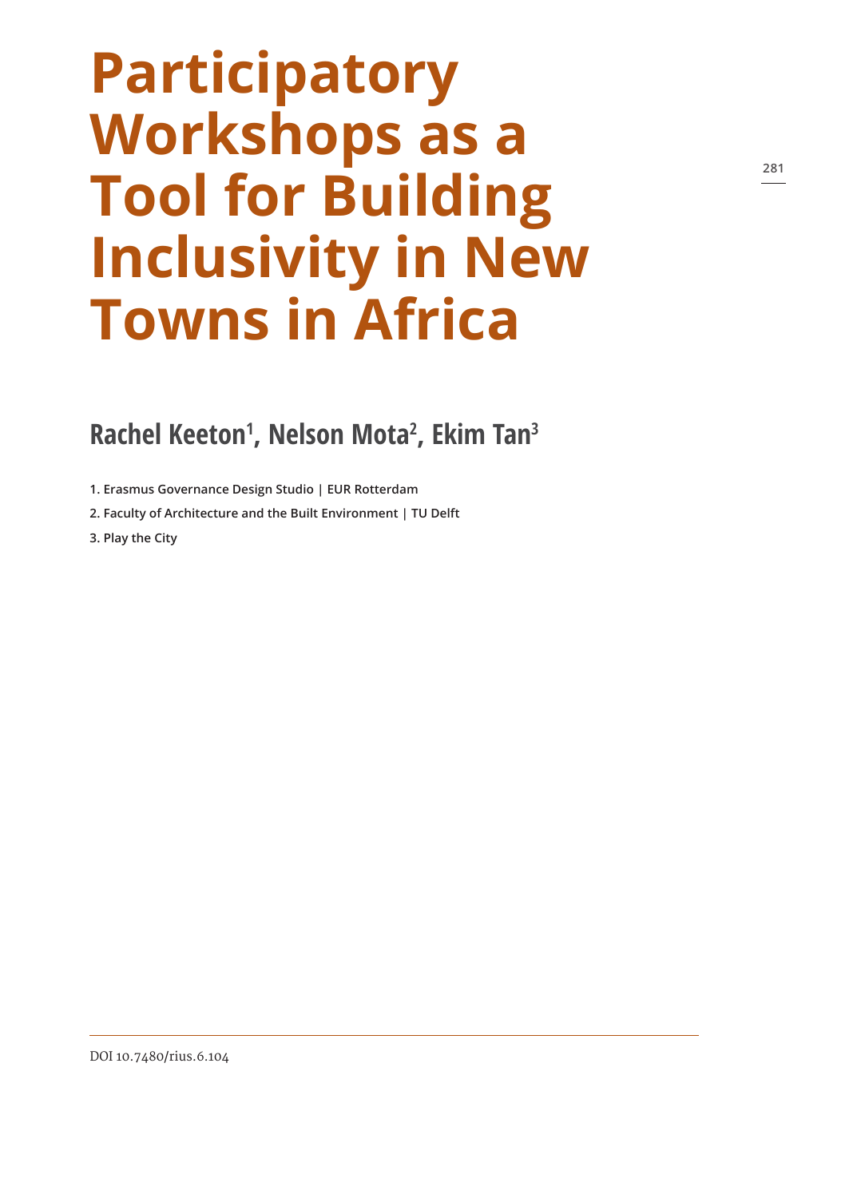# Participatory Workshops as a Tool for Building Inclusivity in New Towns in Africa

## Rachel Keeton[1], Nelson Mota[2], Ekim Tan[3]

1. Erasmus Governance Design Studio | EUR Rotterdam
2. Faculty of Architecture and the Built Environment | TU Delft
3. Play the City

DOI 10.7480/rius.6.104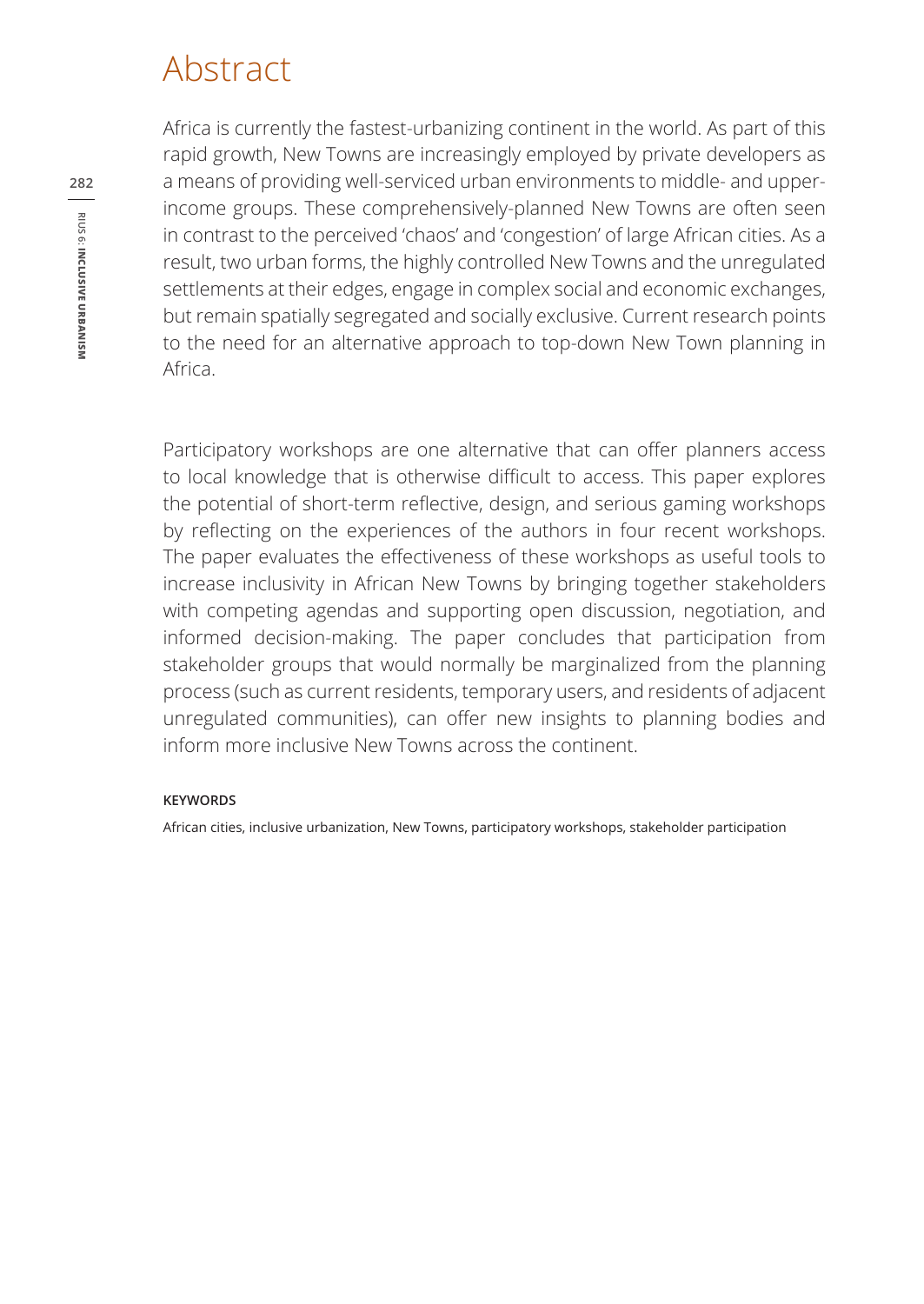# Abstract

Africa is currently the fastest-urbanizing continent in the world. As part of this rapid growth, New Towns are increasingly employed by private developers as a means of providing well-serviced urban environments to middle- and upper-income groups. These comprehensively-planned New Towns are often seen in contrast to the perceived 'chaos' and 'congestion' of large African cities. As a result, two urban forms, the highly controlled New Towns and the unregulated settlements at their edges, engage in complex social and economic exchanges, but remain spatially segregated and socially exclusive. Current research points to the need for an alternative approach to top-down New Town planning in Africa.

Participatory workshops are one alternative that can offer planners access to local knowledge that is otherwise difficult to access. This paper explores the potential of short-term reflective, design, and serious gaming workshops by reflecting on the experiences of the authors in four recent workshops. The paper evaluates the effectiveness of these workshops as useful tools to increase inclusivity in African New Towns by bringing together stakeholders with competing agendas and supporting open discussion, negotiation, and informed decision-making. The paper concludes that participation from stakeholder groups that would normally be marginalized from the planning process (such as current residents, temporary users, and residents of adjacent unregulated communities), can offer new insights to planning bodies and inform more inclusive New Towns across the continent.

**KEYWORDS**

African cities, inclusive urbanization, New Towns, participatory workshops, stakeholder participation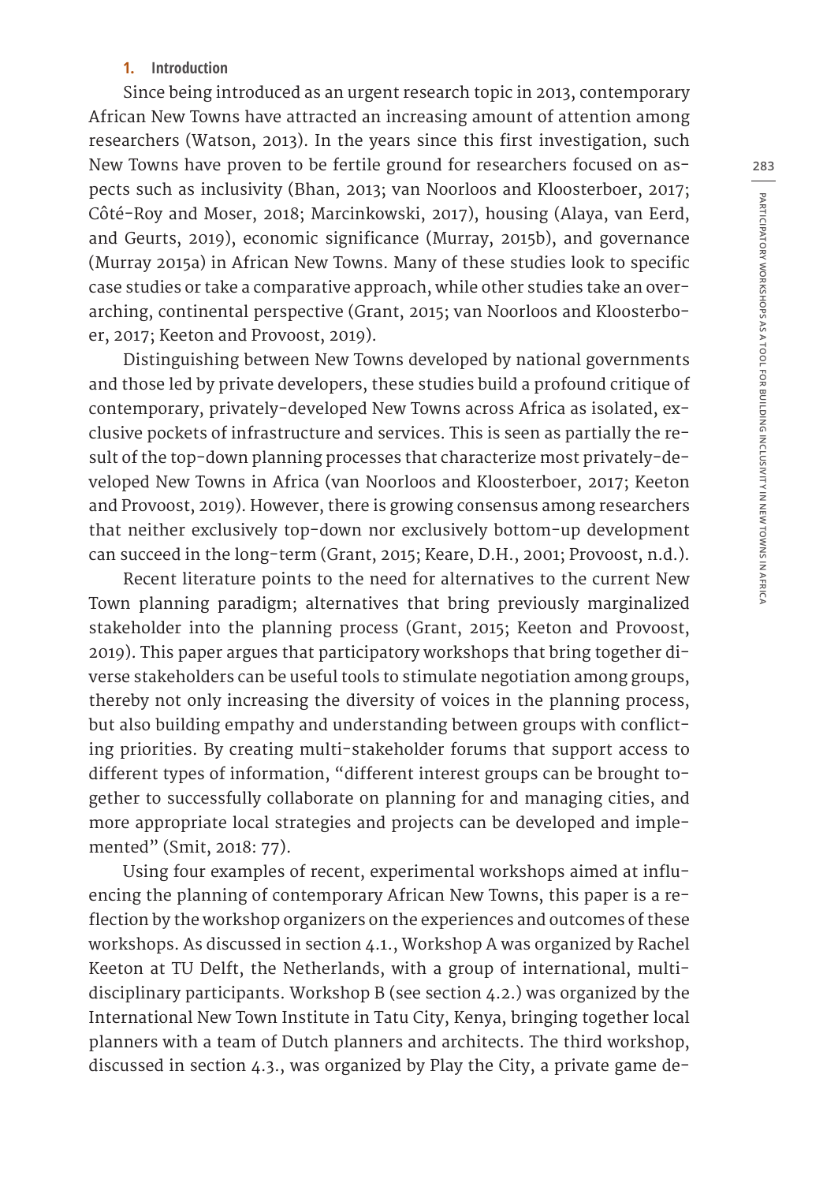## 1. Introduction

Since being introduced as an urgent research topic in 2013, contemporary African New Towns have attracted an increasing amount of attention among researchers (Watson, 2013). In the years since this first investigation, such New Towns have proven to be fertile ground for researchers focused on aspects such as inclusivity (Bhan, 2013; van Noorloos and Kloosterboer, 2017; Côté-Roy and Moser, 2018; Marcinkowski, 2017), housing (Alaya, van Eerd, and Geurts, 2019), economic significance (Murray, 2015b), and governance (Murray 2015a) in African New Towns. Many of these studies look to specific case studies or take a comparative approach, while other studies take an overarching, continental perspective (Grant, 2015; van Noorloos and Kloosterboer, 2017; Keeton and Provoost, 2019).

Distinguishing between New Towns developed by national governments and those led by private developers, these studies build a profound critique of contemporary, privately-developed New Towns across Africa as isolated, exclusive pockets of infrastructure and services. This is seen as partially the result of the top-down planning processes that characterize most privately-developed New Towns in Africa (van Noorloos and Kloosterboer, 2017; Keeton and Provoost, 2019). However, there is growing consensus among researchers that neither exclusively top-down nor exclusively bottom-up development can succeed in the long-term (Grant, 2015; Keare, D.H., 2001; Provoost, n.d.).

Recent literature points to the need for alternatives to the current New Town planning paradigm; alternatives that bring previously marginalized stakeholder into the planning process (Grant, 2015; Keeton and Provoost, 2019). This paper argues that participatory workshops that bring together diverse stakeholders can be useful tools to stimulate negotiation among groups, thereby not only increasing the diversity of voices in the planning process, but also building empathy and understanding between groups with conflicting priorities. By creating multi-stakeholder forums that support access to different types of information, "different interest groups can be brought together to successfully collaborate on planning for and managing cities, and more appropriate local strategies and projects can be developed and implemented" (Smit, 2018: 77).

Using four examples of recent, experimental workshops aimed at influencing the planning of contemporary African New Towns, this paper is a reflection by the workshop organizers on the experiences and outcomes of these workshops. As discussed in section 4.1., Workshop A was organized by Rachel Keeton at TU Delft, the Netherlands, with a group of international, multidisciplinary participants. Workshop B (see section 4.2.) was organized by the International New Town Institute in Tatu City, Kenya, bringing together local planners with a team of Dutch planners and architects. The third workshop, discussed in section 4.3., was organized by Play the City, a private game de-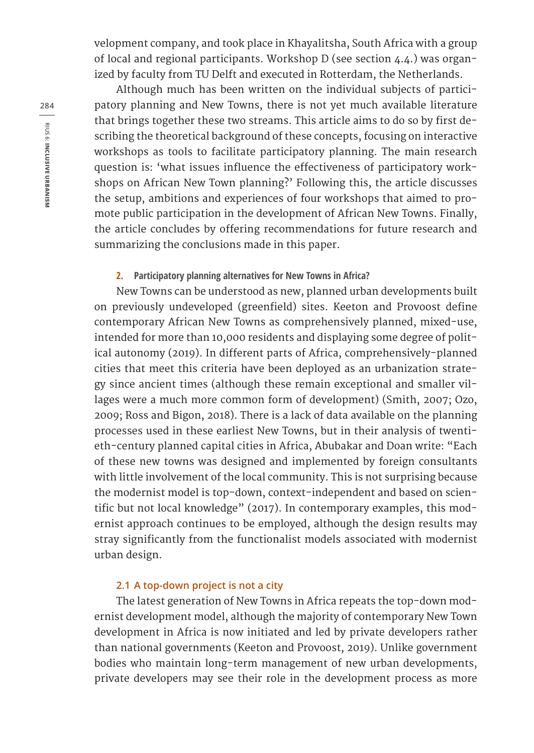velopment company, and took place in Khayalitsha, South Africa with a group of local and regional participants. Workshop D (see section 4.4.) was organized by faculty from TU Delft and executed in Rotterdam, the Netherlands.

Although much has been written on the individual subjects of participatory planning and New Towns, there is not yet much available literature that brings together these two streams. This article aims to do so by first describing the theoretical background of these concepts, focusing on interactive workshops as tools to facilitate participatory planning. The main research question is: 'what issues influence the effectiveness of participatory workshops on African New Town planning?' Following this, the article discusses the setup, ambitions and experiences of four workshops that aimed to promote public participation in the development of African New Towns. Finally, the article concludes by offering recommendations for future research and summarizing the conclusions made in this paper.

## 2. Participatory planning alternatives for New Towns in Africa?

New Towns can be understood as new, planned urban developments built on previously undeveloped (greenfield) sites. Keeton and Provoost define contemporary African New Towns as comprehensively planned, mixed-use, intended for more than 10,000 residents and displaying some degree of political autonomy (2019). In different parts of Africa, comprehensively-planned cities that meet this criteria have been deployed as an urbanization strategy since ancient times (although these remain exceptional and smaller villages were a much more common form of development) (Smith, 2007; Ozo, 2009; Ross and Bigon, 2018). There is a lack of data available on the planning processes used in these earliest New Towns, but in their analysis of twentieth-century planned capital cities in Africa, Abubakar and Doan write: "Each of these new towns was designed and implemented by foreign consultants with little involvement of the local community. This is not surprising because the modernist model is top-down, context-independent and based on scientific but not local knowledge" (2017). In contemporary examples, this modernist approach continues to be employed, although the design results may stray significantly from the functionalist models associated with modernist urban design.

### 2.1 A top-down project is not a city

The latest generation of New Towns in Africa repeats the top-down modernist development model, although the majority of contemporary New Town development in Africa is now initiated and led by private developers rather than national governments (Keeton and Provoost, 2019). Unlike government bodies who maintain long-term management of new urban developments, private developers may see their role in the development process as more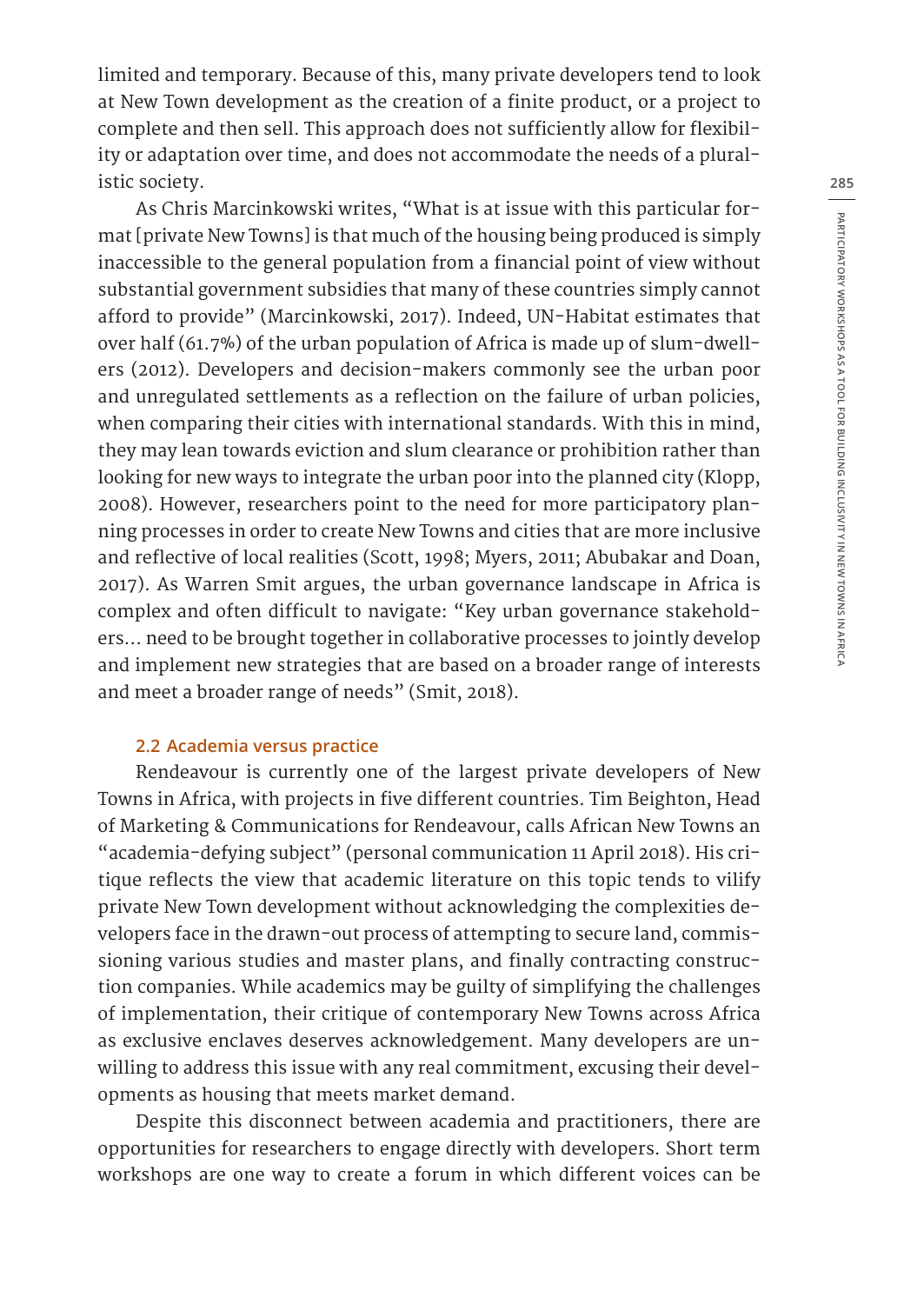limited and temporary. Because of this, many private developers tend to look at New Town development as the creation of a finite product, or a project to complete and then sell. This approach does not sufficiently allow for flexibility or adaptation over time, and does not accommodate the needs of a pluralistic society.

As Chris Marcinkowski writes, "What is at issue with this particular format [private New Towns] is that much of the housing being produced is simply inaccessible to the general population from a financial point of view without substantial government subsidies that many of these countries simply cannot afford to provide" (Marcinkowski, 2017). Indeed, UN-Habitat estimates that over half (61.7%) of the urban population of Africa is made up of slum-dwellers (2012). Developers and decision-makers commonly see the urban poor and unregulated settlements as a reflection on the failure of urban policies, when comparing their cities with international standards. With this in mind, they may lean towards eviction and slum clearance or prohibition rather than looking for new ways to integrate the urban poor into the planned city (Klopp, 2008). However, researchers point to the need for more participatory planning processes in order to create New Towns and cities that are more inclusive and reflective of local realities (Scott, 1998; Myers, 2011; Abubakar and Doan, 2017). As Warren Smit argues, the urban governance landscape in Africa is complex and often difficult to navigate: "Key urban governance stakeholders… need to be brought together in collaborative processes to jointly develop and implement new strategies that are based on a broader range of interests and meet a broader range of needs" (Smit, 2018).

### 2.2 Academia versus practice

Rendeavour is currently one of the largest private developers of New Towns in Africa, with projects in five different countries. Tim Beighton, Head of Marketing & Communications for Rendeavour, calls African New Towns an "academia-defying subject" (personal communication 11 April 2018). His critique reflects the view that academic literature on this topic tends to vilify private New Town development without acknowledging the complexities developers face in the drawn-out process of attempting to secure land, commissioning various studies and master plans, and finally contracting construction companies. While academics may be guilty of simplifying the challenges of implementation, their critique of contemporary New Towns across Africa as exclusive enclaves deserves acknowledgement. Many developers are unwilling to address this issue with any real commitment, excusing their developments as housing that meets market demand.

Despite this disconnect between academia and practitioners, there are opportunities for researchers to engage directly with developers. Short term workshops are one way to create a forum in which different voices can be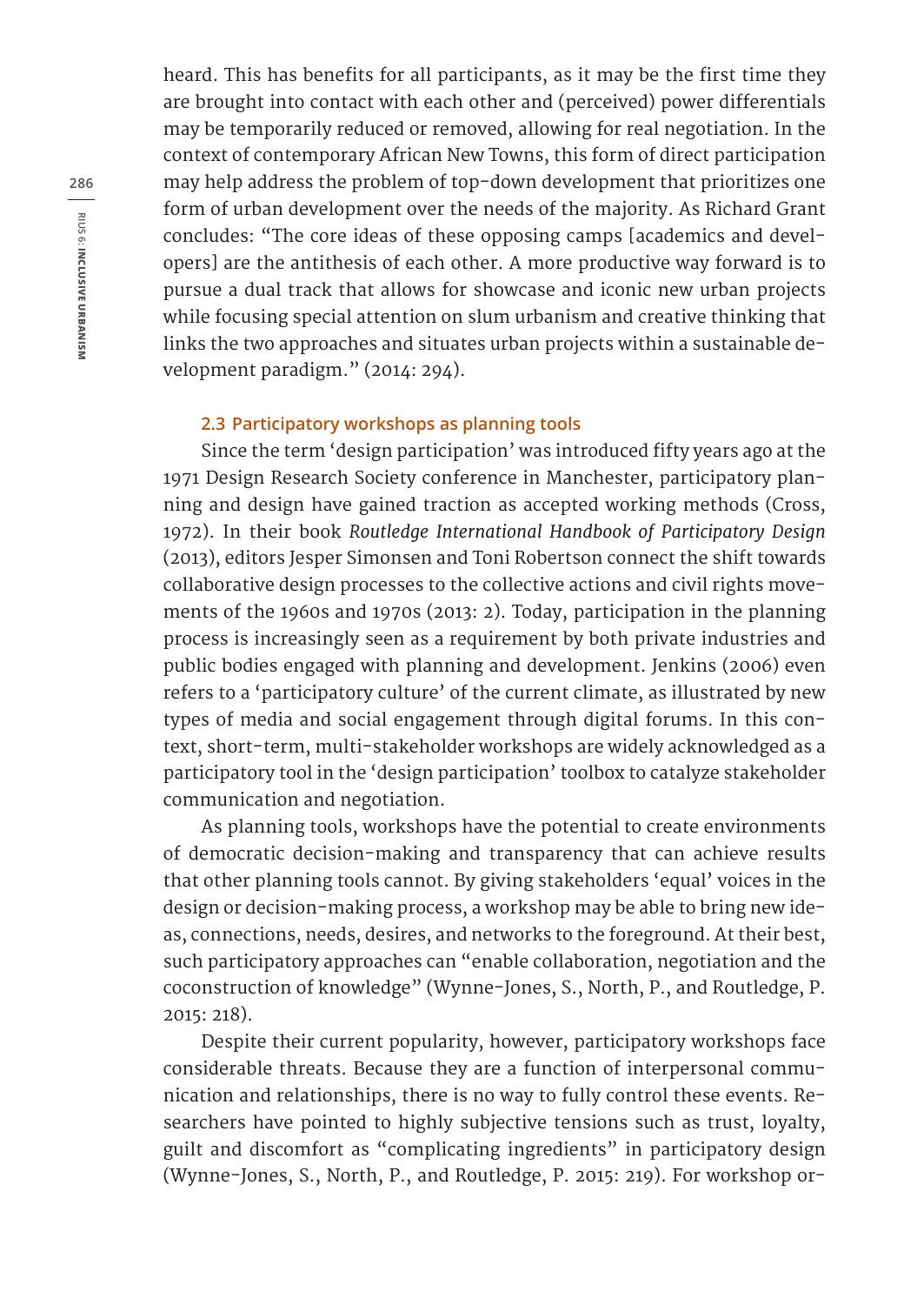heard. This has benefits for all participants, as it may be the first time they are brought into contact with each other and (perceived) power differentials may be temporarily reduced or removed, allowing for real negotiation. In the context of contemporary African New Towns, this form of direct participation may help address the problem of top-down development that prioritizes one form of urban development over the needs of the majority. As Richard Grant concludes: "The core ideas of these opposing camps [academics and developers] are the antithesis of each other. A more productive way forward is to pursue a dual track that allows for showcase and iconic new urban projects while focusing special attention on slum urbanism and creative thinking that links the two approaches and situates urban projects within a sustainable development paradigm." (2014: 294).

### 2.3 Participatory workshops as planning tools

Since the term 'design participation' was introduced fifty years ago at the 1971 Design Research Society conference in Manchester, participatory planning and design have gained traction as accepted working methods (Cross, 1972). In their book *Routledge International Handbook of Participatory Design* (2013), editors Jesper Simonsen and Toni Robertson connect the shift towards collaborative design processes to the collective actions and civil rights movements of the 1960s and 1970s (2013: 2). Today, participation in the planning process is increasingly seen as a requirement by both private industries and public bodies engaged with planning and development. Jenkins (2006) even refers to a 'participatory culture' of the current climate, as illustrated by new types of media and social engagement through digital forums. In this context, short-term, multi-stakeholder workshops are widely acknowledged as a participatory tool in the 'design participation' toolbox to catalyze stakeholder communication and negotiation.

As planning tools, workshops have the potential to create environments of democratic decision-making and transparency that can achieve results that other planning tools cannot. By giving stakeholders 'equal' voices in the design or decision-making process, a workshop may be able to bring new ideas, connections, needs, desires, and networks to the foreground. At their best, such participatory approaches can "enable collaboration, negotiation and the coconstruction of knowledge" (Wynne-Jones, S., North, P., and Routledge, P. 2015: 218).

Despite their current popularity, however, participatory workshops face considerable threats. Because they are a function of interpersonal communication and relationships, there is no way to fully control these events. Researchers have pointed to highly subjective tensions such as trust, loyalty, guilt and discomfort as "complicating ingredients" in participatory design (Wynne-Jones, S., North, P., and Routledge, P. 2015: 219). For workshop or-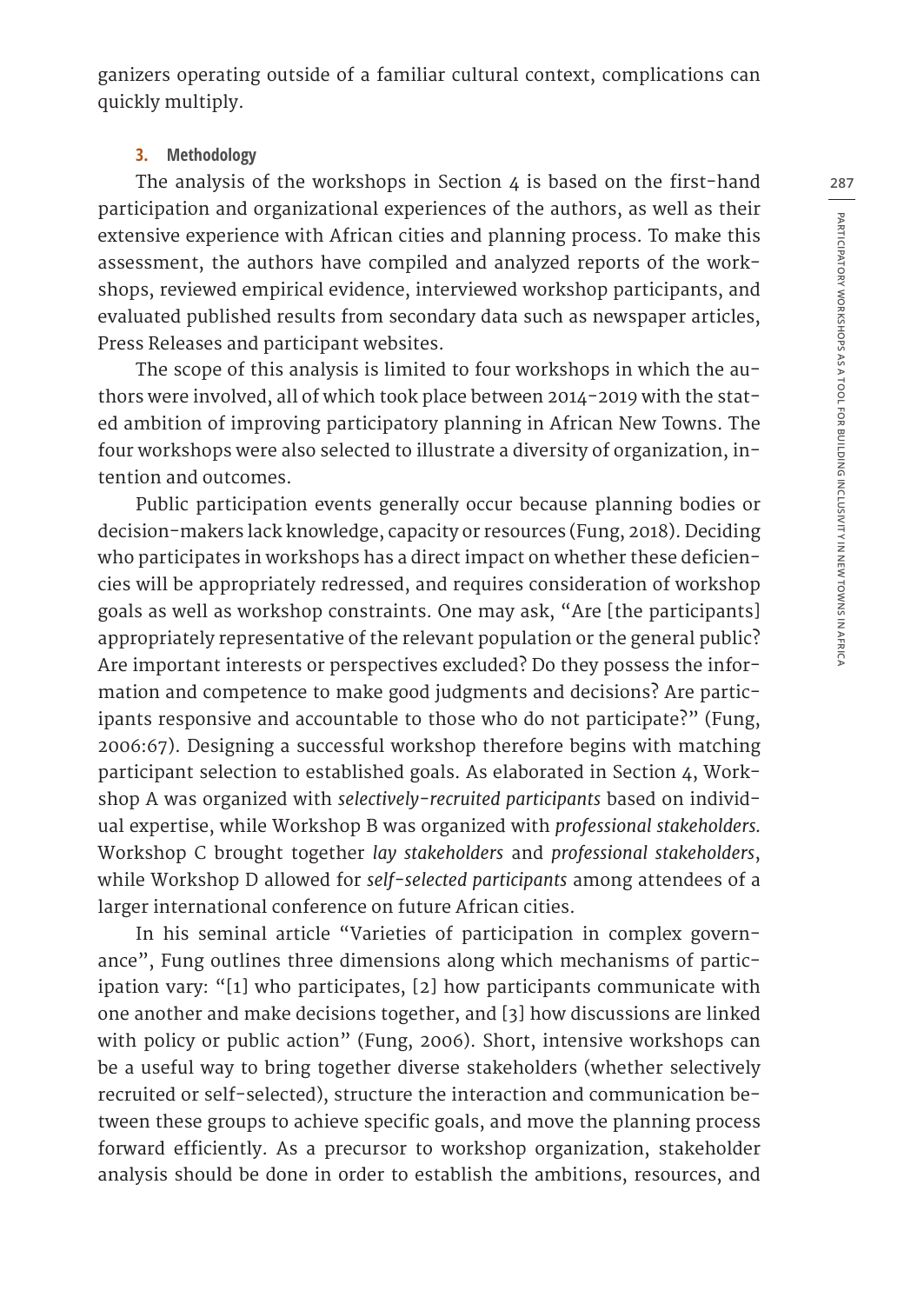ganizers operating outside of a familiar cultural context, complications can quickly multiply.

## 3. Methodology

The analysis of the workshops in Section 4 is based on the first-hand participation and organizational experiences of the authors, as well as their extensive experience with African cities and planning process. To make this assessment, the authors have compiled and analyzed reports of the workshops, reviewed empirical evidence, interviewed workshop participants, and evaluated published results from secondary data such as newspaper articles, Press Releases and participant websites.

The scope of this analysis is limited to four workshops in which the authors were involved, all of which took place between 2014-2019 with the stated ambition of improving participatory planning in African New Towns. The four workshops were also selected to illustrate a diversity of organization, intention and outcomes.

Public participation events generally occur because planning bodies or decision-makers lack knowledge, capacity or resources (Fung, 2018). Deciding who participates in workshops has a direct impact on whether these deficiencies will be appropriately redressed, and requires consideration of workshop goals as well as workshop constraints. One may ask, "Are [the participants] appropriately representative of the relevant population or the general public? Are important interests or perspectives excluded? Do they possess the information and competence to make good judgments and decisions? Are participants responsive and accountable to those who do not participate?" (Fung, 2006:67). Designing a successful workshop therefore begins with matching participant selection to established goals. As elaborated in Section 4, Workshop A was organized with *selectively-recruited participants* based on individual expertise, while Workshop B was organized with *professional stakeholders.* Workshop C brought together *lay stakeholders* and *professional stakeholders*, while Workshop D allowed for *self-selected participants* among attendees of a larger international conference on future African cities.

In his seminal article "Varieties of participation in complex governance", Fung outlines three dimensions along which mechanisms of participation vary: "[1] who participates, [2] how participants communicate with one another and make decisions together, and [3] how discussions are linked with policy or public action" (Fung, 2006). Short, intensive workshops can be a useful way to bring together diverse stakeholders (whether selectively recruited or self-selected), structure the interaction and communication between these groups to achieve specific goals, and move the planning process forward efficiently. As a precursor to workshop organization, stakeholder analysis should be done in order to establish the ambitions, resources, and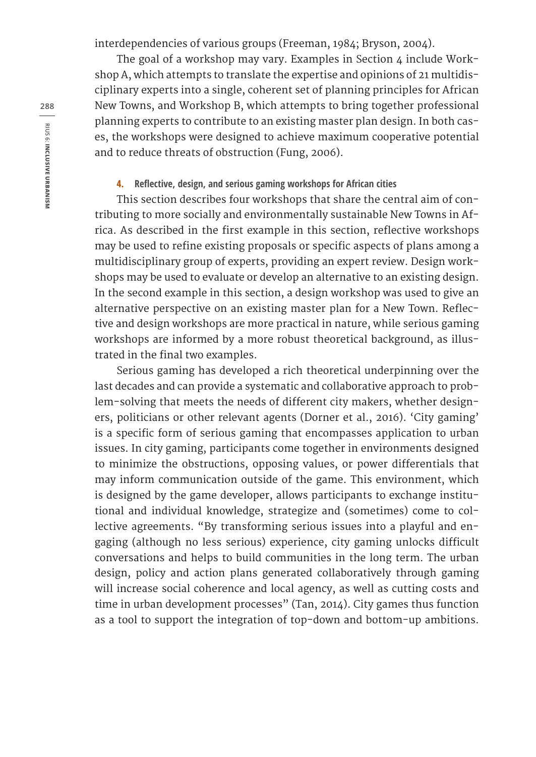interdependencies of various groups (Freeman, 1984; Bryson, 2004).

The goal of a workshop may vary. Examples in Section 4 include Workshop A, which attempts to translate the expertise and opinions of 21 multidisciplinary experts into a single, coherent set of planning principles for African New Towns, and Workshop B, which attempts to bring together professional planning experts to contribute to an existing master plan design. In both cases, the workshops were designed to achieve maximum cooperative potential and to reduce threats of obstruction (Fung, 2006).

## 4. Reflective, design, and serious gaming workshops for African cities

This section describes four workshops that share the central aim of contributing to more socially and environmentally sustainable New Towns in Africa. As described in the first example in this section, reflective workshops may be used to refine existing proposals or specific aspects of plans among a multidisciplinary group of experts, providing an expert review. Design workshops may be used to evaluate or develop an alternative to an existing design. In the second example in this section, a design workshop was used to give an alternative perspective on an existing master plan for a New Town. Reflective and design workshops are more practical in nature, while serious gaming workshops are informed by a more robust theoretical background, as illustrated in the final two examples.

Serious gaming has developed a rich theoretical underpinning over the last decades and can provide a systematic and collaborative approach to problem-solving that meets the needs of different city makers, whether designers, politicians or other relevant agents (Dorner et al., 2016). 'City gaming' is a specific form of serious gaming that encompasses application to urban issues. In city gaming, participants come together in environments designed to minimize the obstructions, opposing values, or power differentials that may inform communication outside of the game. This environment, which is designed by the game developer, allows participants to exchange institutional and individual knowledge, strategize and (sometimes) come to collective agreements. "By transforming serious issues into a playful and engaging (although no less serious) experience, city gaming unlocks difficult conversations and helps to build communities in the long term. The urban design, policy and action plans generated collaboratively through gaming will increase social coherence and local agency, as well as cutting costs and time in urban development processes" (Tan, 2014). City games thus function as a tool to support the integration of top-down and bottom-up ambitions.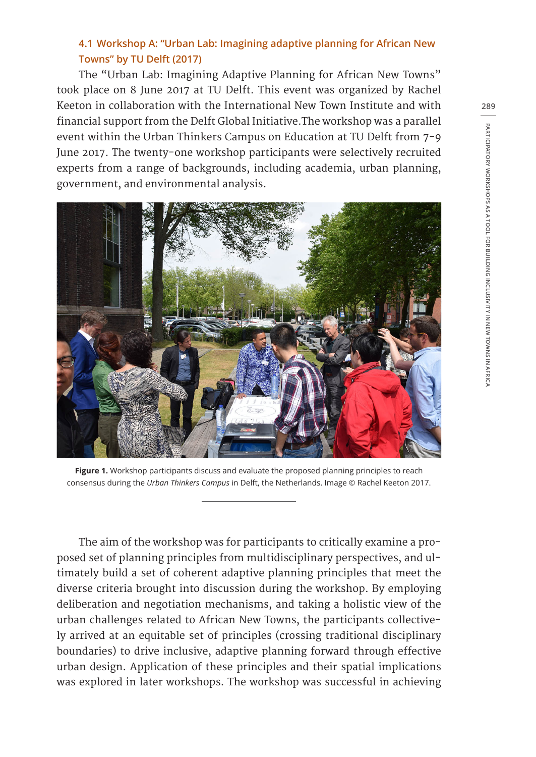### 4.1 Workshop A: "Urban Lab: Imagining adaptive planning for African New Towns" by TU Delft (2017)

The "Urban Lab: Imagining Adaptive Planning for African New Towns" took place on 8 June 2017 at TU Delft. This event was organized by Rachel Keeton in collaboration with the International New Town Institute and with financial support from the Delft Global Initiative.The workshop was a parallel event within the Urban Thinkers Campus on Education at TU Delft from 7-9 June 2017. The twenty-one workshop participants were selectively recruited experts from a range of backgrounds, including academia, urban planning, government, and environmental analysis.

**Figure 1.** Workshop participants discuss and evaluate the proposed planning principles to reach consensus during the *Urban Thinkers Campus* in Delft, the Netherlands. Image © Rachel Keeton 2017.

The aim of the workshop was for participants to critically examine a proposed set of planning principles from multidisciplinary perspectives, and ultimately build a set of coherent adaptive planning principles that meet the diverse criteria brought into discussion during the workshop. By employing deliberation and negotiation mechanisms, and taking a holistic view of the urban challenges related to African New Towns, the participants collectively arrived at an equitable set of principles (crossing traditional disciplinary boundaries) to drive inclusive, adaptive planning forward through effective urban design. Application of these principles and their spatial implications was explored in later workshops. The workshop was successful in achieving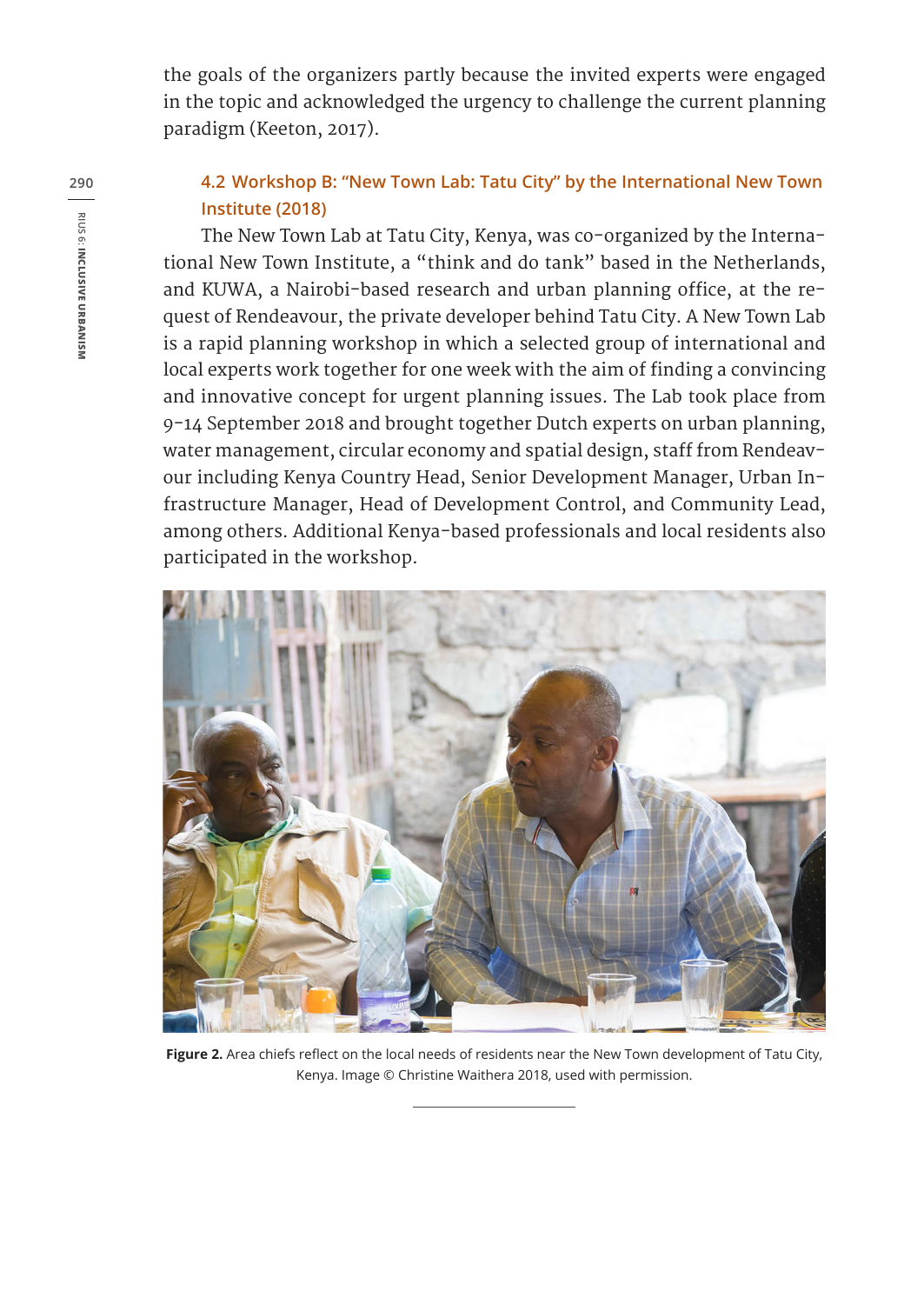the goals of the organizers partly because the invited experts were engaged in the topic and acknowledged the urgency to challenge the current planning paradigm (Keeton, 2017).

### 4.2 Workshop B: "New Town Lab: Tatu City" by the International New Town Institute (2018)

The New Town Lab at Tatu City, Kenya, was co-organized by the International New Town Institute, a "think and do tank" based in the Netherlands, and KUWA, a Nairobi-based research and urban planning office, at the request of Rendeavour, the private developer behind Tatu City. A New Town Lab is a rapid planning workshop in which a selected group of international and local experts work together for one week with the aim of finding a convincing and innovative concept for urgent planning issues. The Lab took place from 9-14 September 2018 and brought together Dutch experts on urban planning, water management, circular economy and spatial design, staff from Rendeavour including Kenya Country Head, Senior Development Manager, Urban Infrastructure Manager, Head of Development Control, and Community Lead, among others. Additional Kenya-based professionals and local residents also participated in the workshop.

**Figure 2.** Area chiefs reflect on the local needs of residents near the New Town development of Tatu City, Kenya. Image © Christine Waithera 2018, used with permission.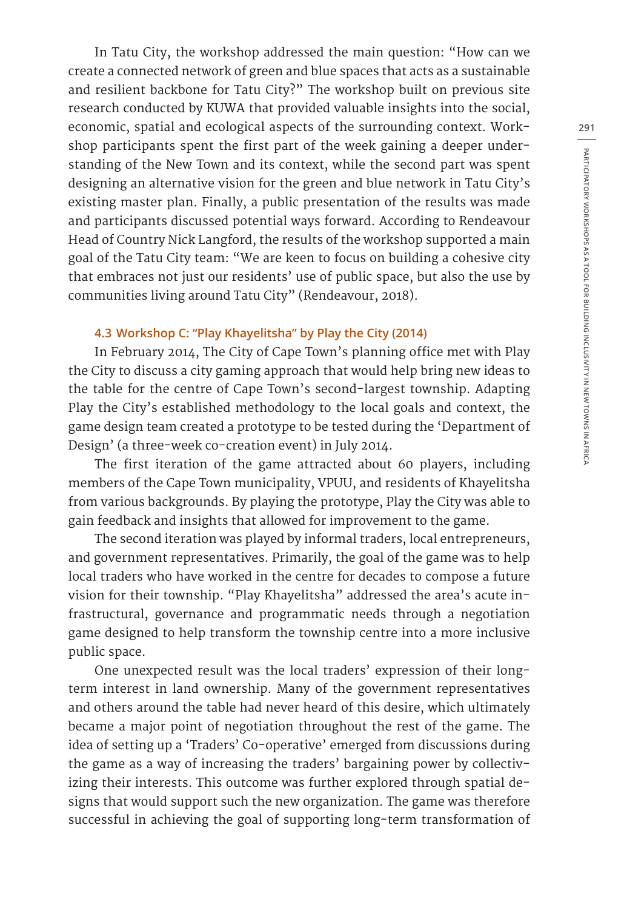In Tatu City, the workshop addressed the main question: "How can we create a connected network of green and blue spaces that acts as a sustainable and resilient backbone for Tatu City?" The workshop built on previous site research conducted by KUWA that provided valuable insights into the social, economic, spatial and ecological aspects of the surrounding context. Workshop participants spent the first part of the week gaining a deeper understanding of the New Town and its context, while the second part was spent designing an alternative vision for the green and blue network in Tatu City's existing master plan. Finally, a public presentation of the results was made and participants discussed potential ways forward. According to Rendeavour Head of Country Nick Langford, the results of the workshop supported a main goal of the Tatu City team: "We are keen to focus on building a cohesive city that embraces not just our residents' use of public space, but also the use by communities living around Tatu City" (Rendeavour, 2018).

### 4.3 Workshop C: "Play Khayelitsha" by Play the City (2014)

In February 2014, The City of Cape Town's planning office met with Play the City to discuss a city gaming approach that would help bring new ideas to the table for the centre of Cape Town's second-largest township. Adapting Play the City's established methodology to the local goals and context, the game design team created a prototype to be tested during the 'Department of Design' (a three-week co-creation event) in July 2014.

The first iteration of the game attracted about 60 players, including members of the Cape Town municipality, VPUU, and residents of Khayelitsha from various backgrounds. By playing the prototype, Play the City was able to gain feedback and insights that allowed for improvement to the game.

The second iteration was played by informal traders, local entrepreneurs, and government representatives. Primarily, the goal of the game was to help local traders who have worked in the centre for decades to compose a future vision for their township. "Play Khayelitsha" addressed the area's acute infrastructural, governance and programmatic needs through a negotiation game designed to help transform the township centre into a more inclusive public space.

One unexpected result was the local traders' expression of their long-term interest in land ownership. Many of the government representatives and others around the table had never heard of this desire, which ultimately became a major point of negotiation throughout the rest of the game. The idea of setting up a 'Traders' Co-operative' emerged from discussions during the game as a way of increasing the traders' bargaining power by collectivizing their interests. This outcome was further explored through spatial designs that would support such the new organization. The game was therefore successful in achieving the goal of supporting long-term transformation of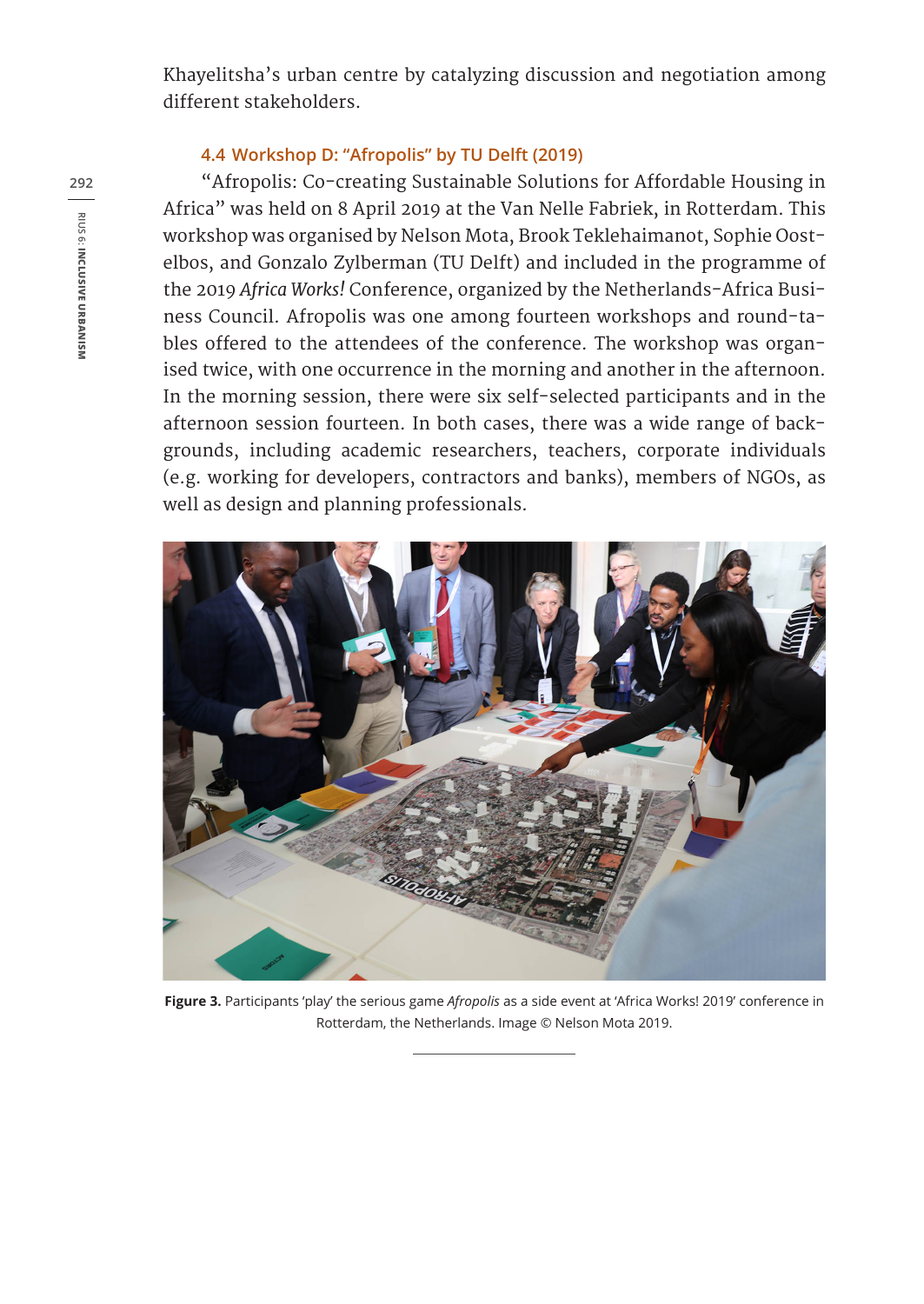Khayelitsha's urban centre by catalyzing discussion and negotiation among different stakeholders.

### 4.4 Workshop D: "Afropolis" by TU Delft (2019)

"Afropolis: Co-creating Sustainable Solutions for Affordable Housing in Africa" was held on 8 April 2019 at the Van Nelle Fabriek, in Rotterdam. This workshop was organised by Nelson Mota, Brook Teklehaimanot, Sophie Oostelbos, and Gonzalo Zylberman (TU Delft) and included in the programme of the 2019 *Africa Works!* Conference, organized by the Netherlands-Africa Business Council. Afropolis was one among fourteen workshops and round-tables offered to the attendees of the conference. The workshop was organised twice, with one occurrence in the morning and another in the afternoon. In the morning session, there were six self-selected participants and in the afternoon session fourteen. In both cases, there was a wide range of backgrounds, including academic researchers, teachers, corporate individuals (e.g. working for developers, contractors and banks), members of NGOs, as well as design and planning professionals.

**Figure 3.** Participants 'play' the serious game *Afropolis* as a side event at 'Africa Works! 2019' conference in Rotterdam, the Netherlands. Image © Nelson Mota 2019.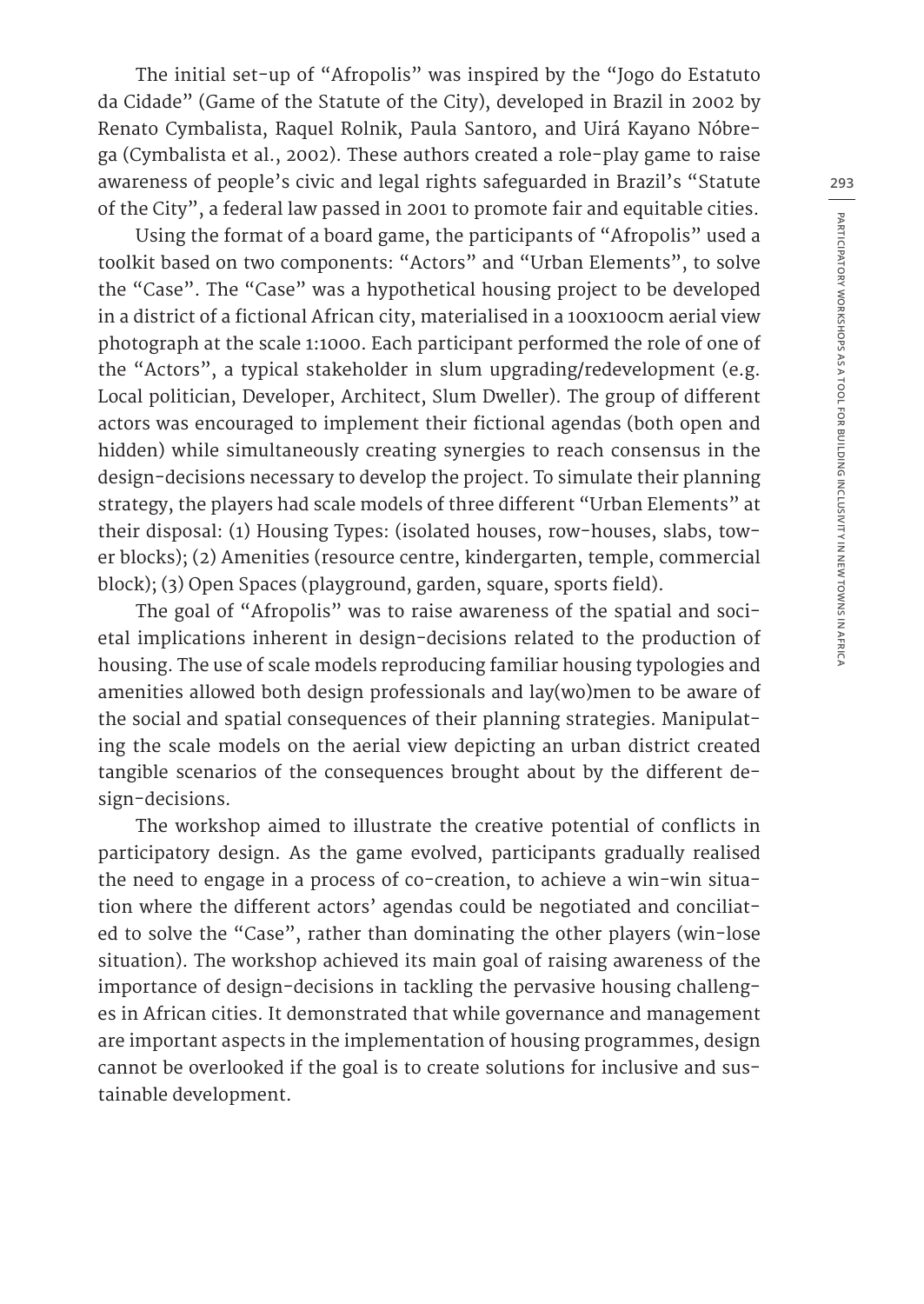The initial set-up of "Afropolis" was inspired by the "Jogo do Estatuto da Cidade" (Game of the Statute of the City), developed in Brazil in 2002 by Renato Cymbalista, Raquel Rolnik, Paula Santoro, and Uirá Kayano Nóbrega (Cymbalista et al., 2002). These authors created a role-play game to raise awareness of people's civic and legal rights safeguarded in Brazil's "Statute of the City", a federal law passed in 2001 to promote fair and equitable cities.

Using the format of a board game, the participants of "Afropolis" used a toolkit based on two components: "Actors" and "Urban Elements", to solve the "Case". The "Case" was a hypothetical housing project to be developed in a district of a fictional African city, materialised in a 100x100cm aerial view photograph at the scale 1:1000. Each participant performed the role of one of the "Actors", a typical stakeholder in slum upgrading/redevelopment (e.g. Local politician, Developer, Architect, Slum Dweller). The group of different actors was encouraged to implement their fictional agendas (both open and hidden) while simultaneously creating synergies to reach consensus in the design-decisions necessary to develop the project. To simulate their planning strategy, the players had scale models of three different "Urban Elements" at their disposal: (1) Housing Types: (isolated houses, row-houses, slabs, tower blocks); (2) Amenities (resource centre, kindergarten, temple, commercial block); (3) Open Spaces (playground, garden, square, sports field).

The goal of "Afropolis" was to raise awareness of the spatial and societal implications inherent in design-decisions related to the production of housing. The use of scale models reproducing familiar housing typologies and amenities allowed both design professionals and lay(wo)men to be aware of the social and spatial consequences of their planning strategies. Manipulating the scale models on the aerial view depicting an urban district created tangible scenarios of the consequences brought about by the different design-decisions.

The workshop aimed to illustrate the creative potential of conflicts in participatory design. As the game evolved, participants gradually realised the need to engage in a process of co-creation, to achieve a win-win situation where the different actors' agendas could be negotiated and conciliated to solve the "Case", rather than dominating the other players (win-lose situation). The workshop achieved its main goal of raising awareness of the importance of design-decisions in tackling the pervasive housing challenges in African cities. It demonstrated that while governance and management are important aspects in the implementation of housing programmes, design cannot be overlooked if the goal is to create solutions for inclusive and sustainable development.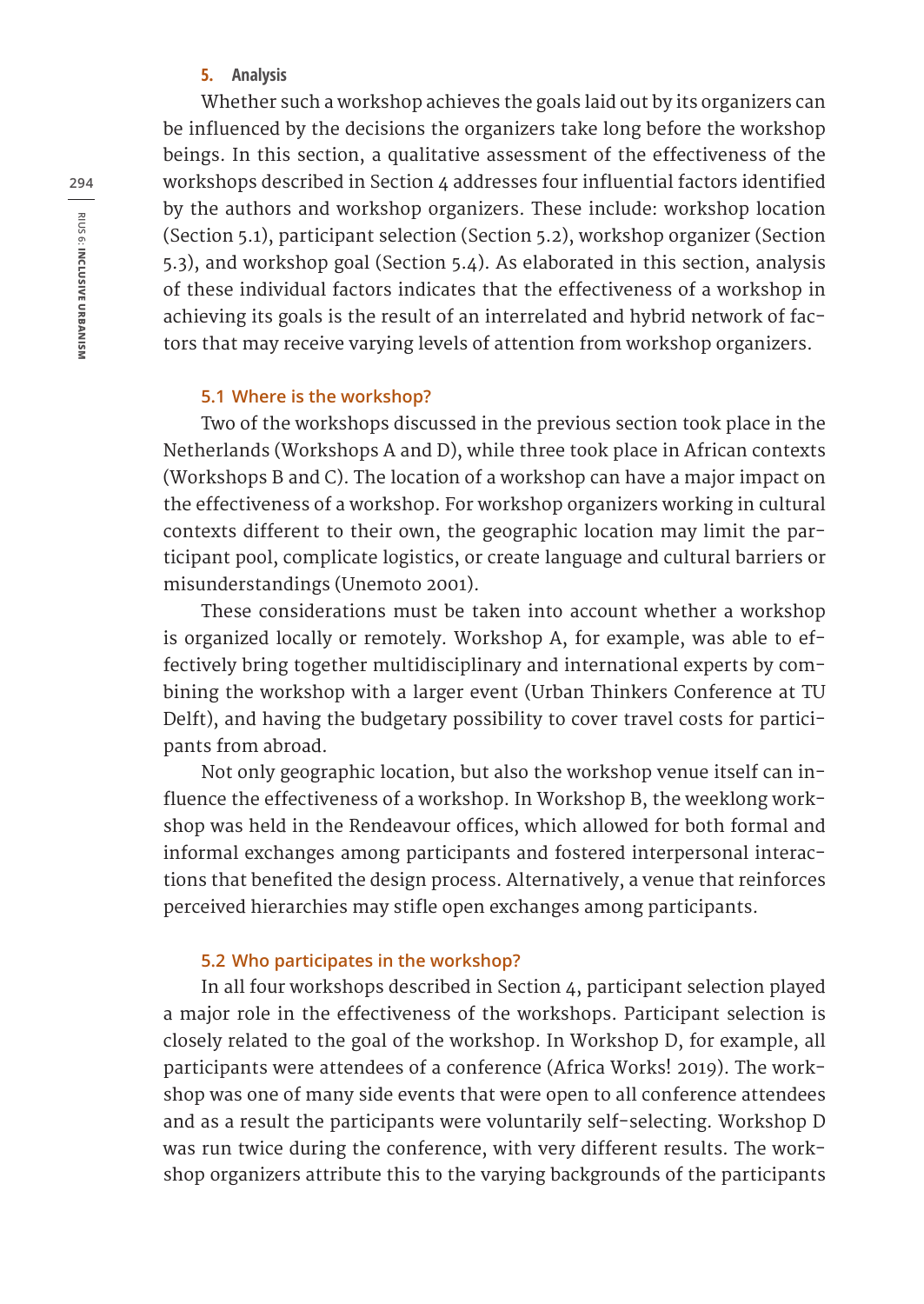## 5. Analysis

Whether such a workshop achieves the goals laid out by its organizers can be influenced by the decisions the organizers take long before the workshop beings. In this section, a qualitative assessment of the effectiveness of the workshops described in Section 4 addresses four influential factors identified by the authors and workshop organizers. These include: workshop location (Section 5.1), participant selection (Section 5.2), workshop organizer (Section 5.3), and workshop goal (Section 5.4). As elaborated in this section, analysis of these individual factors indicates that the effectiveness of a workshop in achieving its goals is the result of an interrelated and hybrid network of factors that may receive varying levels of attention from workshop organizers.

### 5.1 Where is the workshop?

Two of the workshops discussed in the previous section took place in the Netherlands (Workshops A and D), while three took place in African contexts (Workshops B and C). The location of a workshop can have a major impact on the effectiveness of a workshop. For workshop organizers working in cultural contexts different to their own, the geographic location may limit the participant pool, complicate logistics, or create language and cultural barriers or misunderstandings (Unemoto 2001).

These considerations must be taken into account whether a workshop is organized locally or remotely. Workshop A, for example, was able to effectively bring together multidisciplinary and international experts by combining the workshop with a larger event (Urban Thinkers Conference at TU Delft), and having the budgetary possibility to cover travel costs for participants from abroad.

Not only geographic location, but also the workshop venue itself can influence the effectiveness of a workshop. In Workshop B, the weeklong workshop was held in the Rendeavour offices, which allowed for both formal and informal exchanges among participants and fostered interpersonal interactions that benefited the design process. Alternatively, a venue that reinforces perceived hierarchies may stifle open exchanges among participants.

### 5.2 Who participates in the workshop?

In all four workshops described in Section 4, participant selection played a major role in the effectiveness of the workshops. Participant selection is closely related to the goal of the workshop. In Workshop D, for example, all participants were attendees of a conference (Africa Works! 2019). The workshop was one of many side events that were open to all conference attendees and as a result the participants were voluntarily self-selecting. Workshop D was run twice during the conference, with very different results. The workshop organizers attribute this to the varying backgrounds of the participants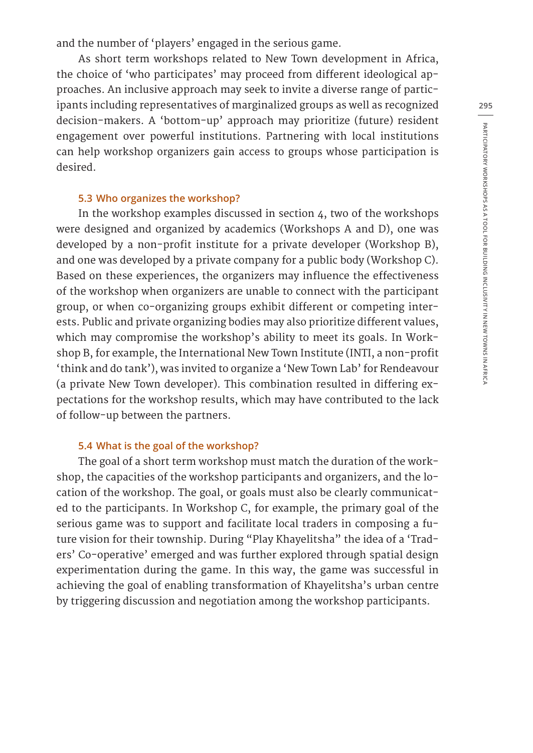and the number of 'players' engaged in the serious game.

As short term workshops related to New Town development in Africa, the choice of 'who participates' may proceed from different ideological approaches. An inclusive approach may seek to invite a diverse range of participants including representatives of marginalized groups as well as recognized decision-makers. A 'bottom-up' approach may prioritize (future) resident engagement over powerful institutions. Partnering with local institutions can help workshop organizers gain access to groups whose participation is desired.

### 5.3 Who organizes the workshop?

In the workshop examples discussed in section 4, two of the workshops were designed and organized by academics (Workshops A and D), one was developed by a non-profit institute for a private developer (Workshop B), and one was developed by a private company for a public body (Workshop C). Based on these experiences, the organizers may influence the effectiveness of the workshop when organizers are unable to connect with the participant group, or when co-organizing groups exhibit different or competing interests. Public and private organizing bodies may also prioritize different values, which may compromise the workshop's ability to meet its goals. In Workshop B, for example, the International New Town Institute (INTI, a non-profit 'think and do tank'), was invited to organize a 'New Town Lab' for Rendeavour (a private New Town developer). This combination resulted in differing expectations for the workshop results, which may have contributed to the lack of follow-up between the partners.

### 5.4 What is the goal of the workshop?

The goal of a short term workshop must match the duration of the workshop, the capacities of the workshop participants and organizers, and the location of the workshop. The goal, or goals must also be clearly communicated to the participants. In Workshop C, for example, the primary goal of the serious game was to support and facilitate local traders in composing a future vision for their township. During "Play Khayelitsha" the idea of a 'Traders' Co-operative' emerged and was further explored through spatial design experimentation during the game. In this way, the game was successful in achieving the goal of enabling transformation of Khayelitsha's urban centre by triggering discussion and negotiation among the workshop participants.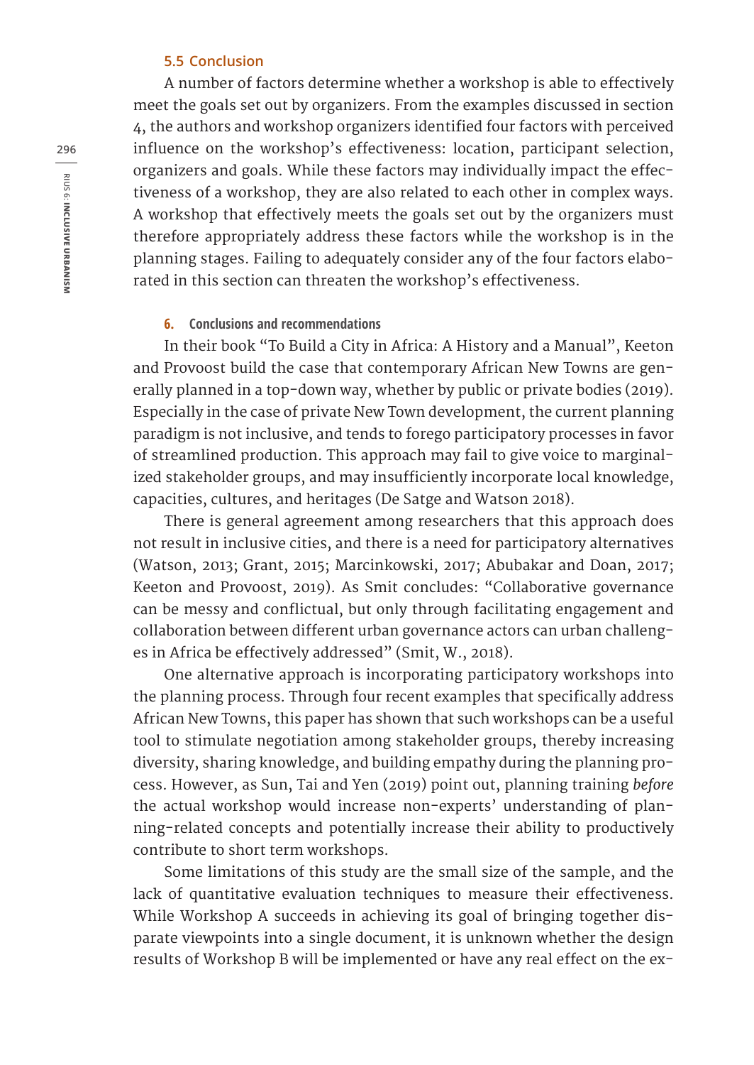### 5.5 Conclusion

A number of factors determine whether a workshop is able to effectively meet the goals set out by organizers. From the examples discussed in section 4, the authors and workshop organizers identified four factors with perceived influence on the workshop's effectiveness: location, participant selection, organizers and goals. While these factors may individually impact the effectiveness of a workshop, they are also related to each other in complex ways. A workshop that effectively meets the goals set out by the organizers must therefore appropriately address these factors while the workshop is in the planning stages. Failing to adequately consider any of the four factors elaborated in this section can threaten the workshop's effectiveness.

## 6. Conclusions and recommendations

In their book "To Build a City in Africa: A History and a Manual", Keeton and Provoost build the case that contemporary African New Towns are generally planned in a top-down way, whether by public or private bodies (2019). Especially in the case of private New Town development, the current planning paradigm is not inclusive, and tends to forego participatory processes in favor of streamlined production. This approach may fail to give voice to marginalized stakeholder groups, and may insufficiently incorporate local knowledge, capacities, cultures, and heritages (De Satge and Watson 2018).

There is general agreement among researchers that this approach does not result in inclusive cities, and there is a need for participatory alternatives (Watson, 2013; Grant, 2015; Marcinkowski, 2017; Abubakar and Doan, 2017; Keeton and Provoost, 2019). As Smit concludes: "Collaborative governance can be messy and conflictual, but only through facilitating engagement and collaboration between different urban governance actors can urban challenges in Africa be effectively addressed" (Smit, W., 2018).

One alternative approach is incorporating participatory workshops into the planning process. Through four recent examples that specifically address African New Towns, this paper has shown that such workshops can be a useful tool to stimulate negotiation among stakeholder groups, thereby increasing diversity, sharing knowledge, and building empathy during the planning process. However, as Sun, Tai and Yen (2019) point out, planning training *before* the actual workshop would increase non-experts' understanding of planning-related concepts and potentially increase their ability to productively contribute to short term workshops.

Some limitations of this study are the small size of the sample, and the lack of quantitative evaluation techniques to measure their effectiveness. While Workshop A succeeds in achieving its goal of bringing together disparate viewpoints into a single document, it is unknown whether the design results of Workshop B will be implemented or have any real effect on the ex-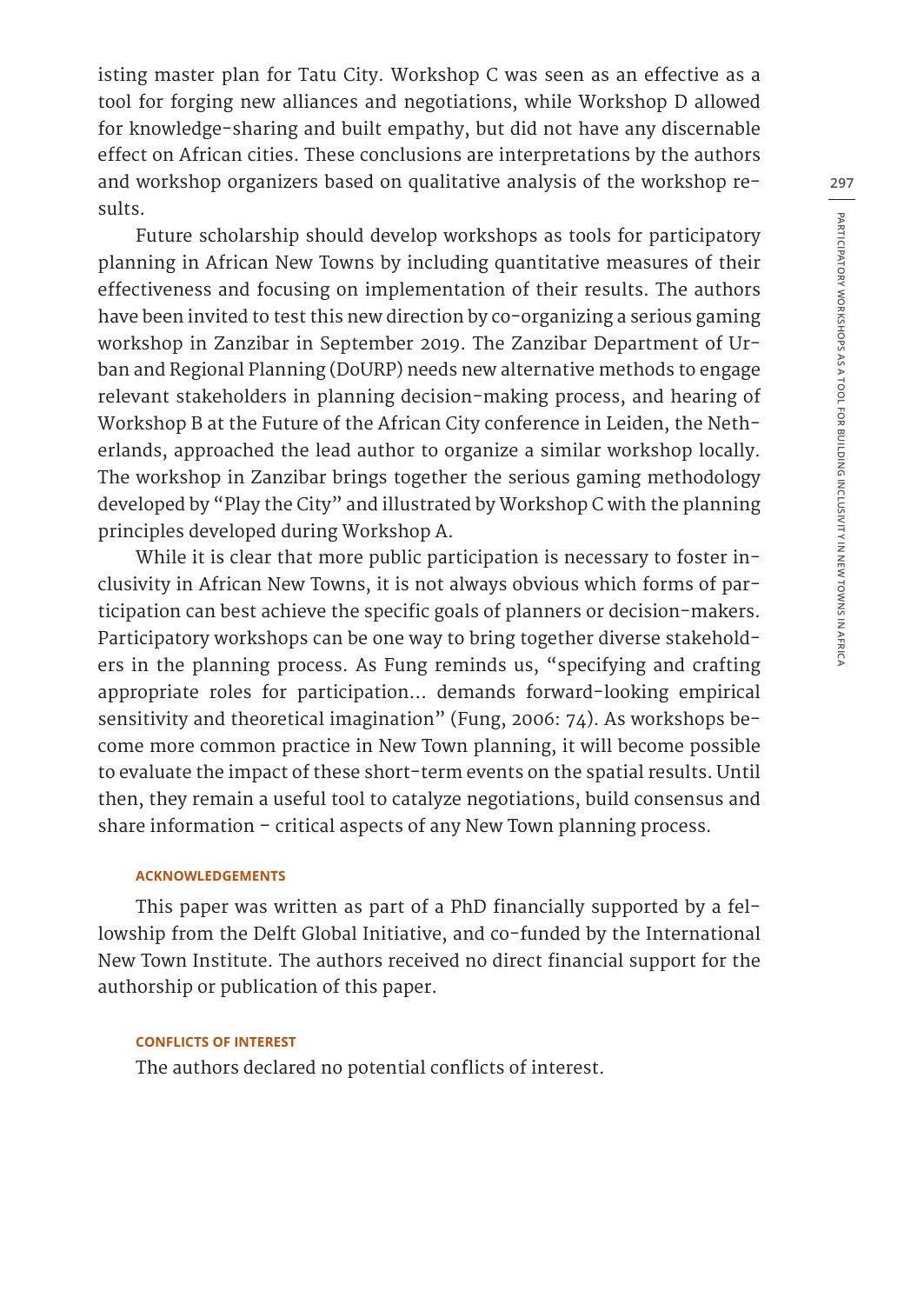isting master plan for Tatu City. Workshop C was seen as an effective as a tool for forging new alliances and negotiations, while Workshop D allowed for knowledge-sharing and built empathy, but did not have any discernable effect on African cities. These conclusions are interpretations by the authors and workshop organizers based on qualitative analysis of the workshop results.

Future scholarship should develop workshops as tools for participatory planning in African New Towns by including quantitative measures of their effectiveness and focusing on implementation of their results. The authors have been invited to test this new direction by co-organizing a serious gaming workshop in Zanzibar in September 2019. The Zanzibar Department of Urban and Regional Planning (DoURP) needs new alternative methods to engage relevant stakeholders in planning decision-making process, and hearing of Workshop B at the Future of the African City conference in Leiden, the Netherlands, approached the lead author to organize a similar workshop locally. The workshop in Zanzibar brings together the serious gaming methodology developed by "Play the City" and illustrated by Workshop C with the planning principles developed during Workshop A.

While it is clear that more public participation is necessary to foster inclusivity in African New Towns, it is not always obvious which forms of participation can best achieve the specific goals of planners or decision-makers. Participatory workshops can be one way to bring together diverse stakeholders in the planning process. As Fung reminds us, "specifying and crafting appropriate roles for participation… demands forward-looking empirical sensitivity and theoretical imagination" (Fung, 2006: 74). As workshops become more common practice in New Town planning, it will become possible to evaluate the impact of these short-term events on the spatial results. Until then, they remain a useful tool to catalyze negotiations, build consensus and share information – critical aspects of any New Town planning process.

### ACKNOWLEDGEMENTS

This paper was written as part of a PhD financially supported by a fellowship from the Delft Global Initiative, and co-funded by the International New Town Institute. The authors received no direct financial support for the authorship or publication of this paper.

### CONFLICTS OF INTEREST

The authors declared no potential conflicts of interest.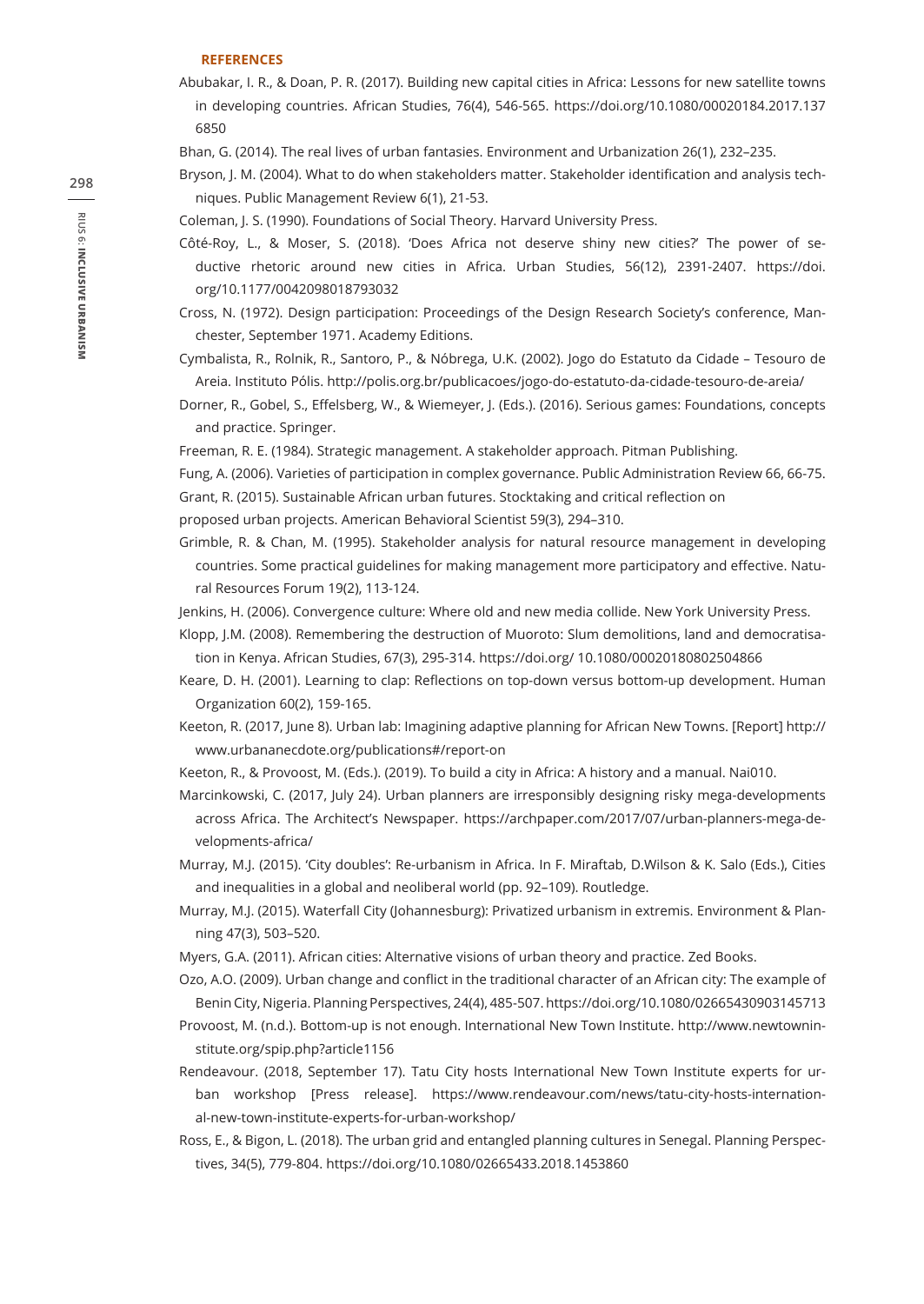## REFERENCES

Abubakar, I. R., & Doan, P. R. (2017). Building new capital cities in Africa: Lessons for new satellite towns in developing countries. African Studies, 76(4), 546-565. https://doi.org/10.1080/00020184.2017.1376850

Bhan, G. (2014). The real lives of urban fantasies. Environment and Urbanization 26(1), 232–235.

Bryson, J. M. (2004). What to do when stakeholders matter. Stakeholder identification and analysis techniques. Public Management Review 6(1), 21-53.

Coleman, J. S. (1990). Foundations of Social Theory. Harvard University Press.

Côté-Roy, L., & Moser, S. (2018). 'Does Africa not deserve shiny new cities?' The power of seductive rhetoric around new cities in Africa. Urban Studies, 56(12), 2391-2407. https://doi.org/10.1177/0042098018793032

Cross, N. (1972). Design participation: Proceedings of the Design Research Society's conference, Manchester, September 1971. Academy Editions.

Cymbalista, R., Rolnik, R., Santoro, P., & Nóbrega, U.K. (2002). Jogo do Estatuto da Cidade – Tesouro de Areia. Instituto Pólis. http://polis.org.br/publicacoes/jogo-do-estatuto-da-cidade-tesouro-de-areia/

Dorner, R., Gobel, S., Effelsberg, W., & Wiemeyer, J. (Eds.). (2016). Serious games: Foundations, concepts and practice. Springer.

Freeman, R. E. (1984). Strategic management. A stakeholder approach. Pitman Publishing.

Fung, A. (2006). Varieties of participation in complex governance. Public Administration Review 66, 66-75.

Grant, R. (2015). Sustainable African urban futures. Stocktaking and critical reflection on proposed urban projects. American Behavioral Scientist 59(3), 294–310.

Grimble, R. & Chan, M. (1995). Stakeholder analysis for natural resource management in developing countries. Some practical guidelines for making management more participatory and effective. Natural Resources Forum 19(2), 113-124.

Jenkins, H. (2006). Convergence culture: Where old and new media collide. New York University Press.

Klopp, J.M. (2008). Remembering the destruction of Muoroto: Slum demolitions, land and democratisation in Kenya. African Studies, 67(3), 295-314. https://doi.org/ 10.1080/00020180802504866

Keare, D. H. (2001). Learning to clap: Reflections on top-down versus bottom-up development. Human Organization 60(2), 159-165.

Keeton, R. (2017, June 8). Urban lab: Imagining adaptive planning for African New Towns. [Report] http://www.urbananecdote.org/publications#/report-on

Keeton, R., & Provoost, M. (Eds.). (2019). To build a city in Africa: A history and a manual. Nai010.

Marcinkowski, C. (2017, July 24). Urban planners are irresponsibly designing risky mega-developments across Africa. The Architect's Newspaper. https://archpaper.com/2017/07/urban-planners-mega-developments-africa/

Murray, M.J. (2015). 'City doubles': Re-urbanism in Africa. In F. Miraftab, D.Wilson & K. Salo (Eds.), Cities and inequalities in a global and neoliberal world (pp. 92–109). Routledge.

Murray, M.J. (2015). Waterfall City (Johannesburg): Privatized urbanism in extremis. Environment & Planning 47(3), 503–520.

Myers, G.A. (2011). African cities: Alternative visions of urban theory and practice. Zed Books.

Ozo, A.O. (2009). Urban change and conflict in the traditional character of an African city: The example of Benin City, Nigeria. Planning Perspectives, 24(4), 485-507. https://doi.org/10.1080/02665430903145713

Provoost, M. (n.d.). Bottom-up is not enough. International New Town Institute. http://www.newtowninstitute.org/spip.php?article1156

Rendeavour. (2018, September 17). Tatu City hosts International New Town Institute experts for urban workshop [Press release]. https://www.rendeavour.com/news/tatu-city-hosts-international-new-town-institute-experts-for-urban-workshop/

Ross, E., & Bigon, L. (2018). The urban grid and entangled planning cultures in Senegal. Planning Perspectives, 34(5), 779-804. https://doi.org/10.1080/02665433.2018.1453860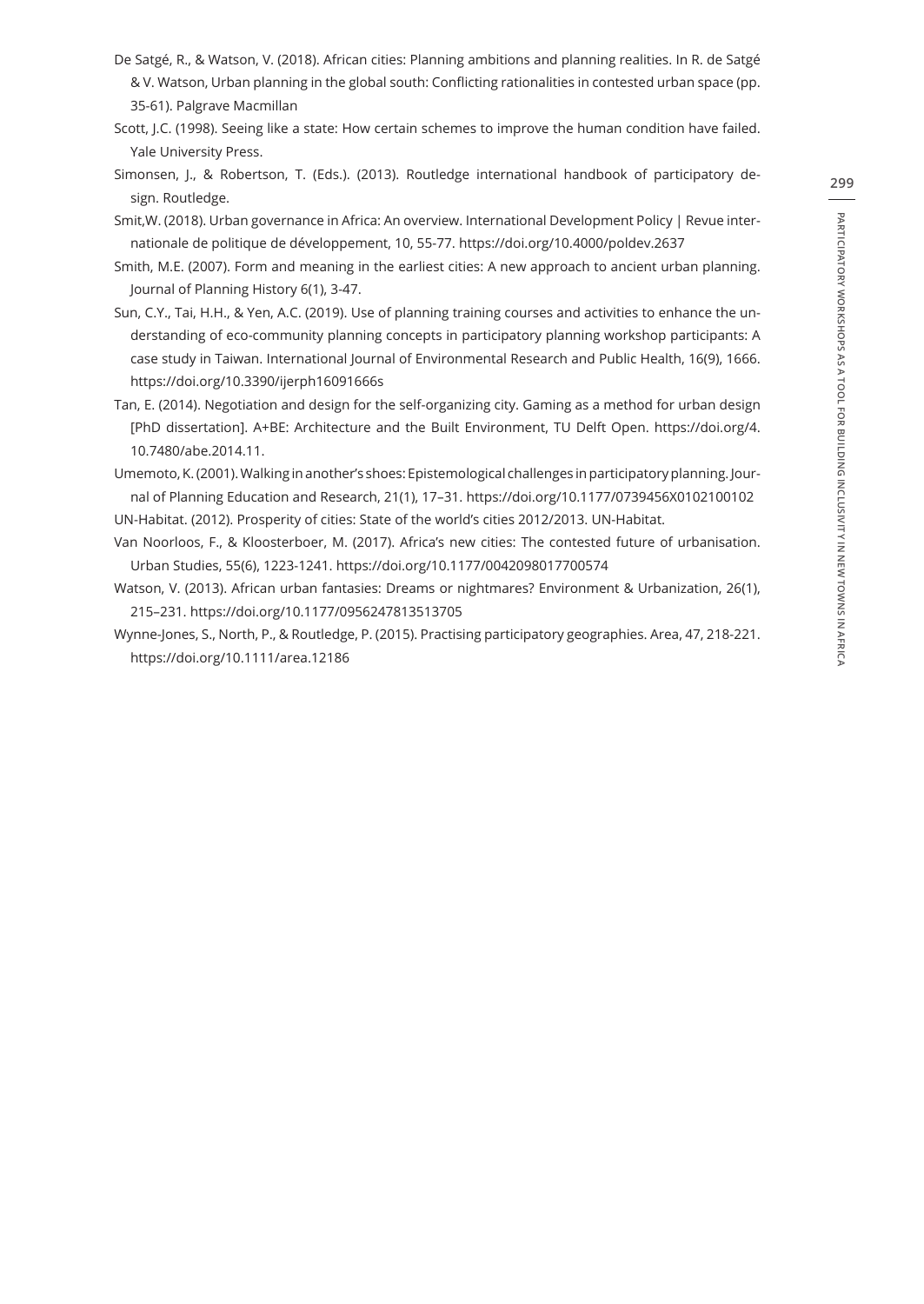De Satgé, R., & Watson, V. (2018). African cities: Planning ambitions and planning realities. In R. de Satgé & V. Watson, Urban planning in the global south: Conflicting rationalities in contested urban space (pp. 35-61). Palgrave Macmillan

Scott, J.C. (1998). Seeing like a state: How certain schemes to improve the human condition have failed. Yale University Press.

Simonsen, J., & Robertson, T. (Eds.). (2013). Routledge international handbook of participatory design. Routledge.

Smit,W. (2018). Urban governance in Africa: An overview. International Development Policy | Revue internationale de politique de développement, 10, 55-77. https://doi.org/10.4000/poldev.2637

Smith, M.E. (2007). Form and meaning in the earliest cities: A new approach to ancient urban planning. Journal of Planning History 6(1), 3-47.

Sun, C.Y., Tai, H.H., & Yen, A.C. (2019). Use of planning training courses and activities to enhance the understanding of eco-community planning concepts in participatory planning workshop participants: A case study in Taiwan. International Journal of Environmental Research and Public Health, 16(9), 1666. https://doi.org/10.3390/ijerph16091666s

Tan, E. (2014). Negotiation and design for the self-organizing city. Gaming as a method for urban design [PhD dissertation]. A+BE: Architecture and the Built Environment, TU Delft Open. https://doi.org/4. 10.7480/abe.2014.11.

Umemoto, K. (2001). Walking in another's shoes: Epistemological challenges in participatory planning. Journal of Planning Education and Research, 21(1), 17–31. https://doi.org/10.1177/0739456X0102100102

UN-Habitat. (2012). Prosperity of cities: State of the world's cities 2012/2013. UN-Habitat.

Van Noorloos, F., & Kloosterboer, M. (2017). Africa's new cities: The contested future of urbanisation. Urban Studies, 55(6), 1223-1241. https://doi.org/10.1177/0042098017700574

Watson, V. (2013). African urban fantasies: Dreams or nightmares? Environment & Urbanization, 26(1), 215–231. https://doi.org/10.1177/0956247813513705

Wynne-Jones, S., North, P., & Routledge, P. (2015). Practising participatory geographies. Area, 47, 218-221. https://doi.org/10.1111/area.12186